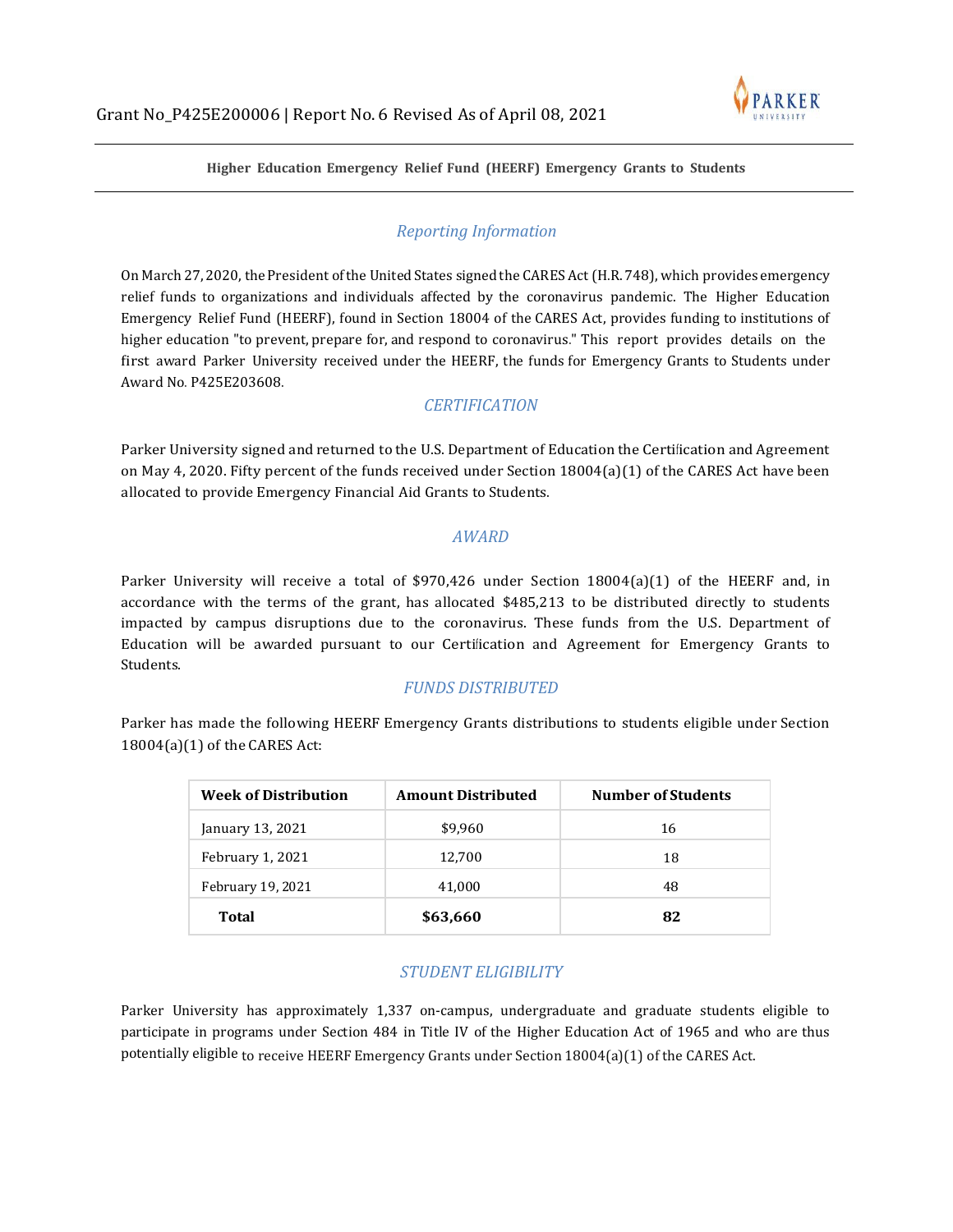Grant No_P425E200006 | Report No. 6 Revised As of April 08, 2021

**Higher Education Emergency Relief Fund (HEERF) Emergency Grants to Students**

## *Reporting Information*

On March 27, 2020, the President of the United States signed the CARES Act (H.R. 748), which provides emergency relief funds to organizations and individuals affected by the coronavirus pandemic. The Higher Education Emergency Relief Fund (HEERF), found in Section 18004 of the CARES Act, provides funding to institutions of higher education "to prevent, prepare for, and respond to coronavirus." This report provides details on the first award Parker University received under the HEERF, the funds for Emergency Grants to Students under Award No. P425E203608.

## *CERTIFICATION*

Parker University signed and returned to the U.S. Department of Education the Certification and Agreement on May 4, 2020. Fifty percent of the funds received under Section 18004(a)(1) of the CARES Act have been allocated to provide Emergency Financial Aid Grants to Students.

## *AWARD*

Parker University will receive a total of $970,426 under Section 18004(a)(1) of the HEERF and, in accordance with the terms of the grant, has allocated $485,213 to be distributed directly to students impacted by campus disruptions due to the coronavirus. These funds from the U.S. Department of Education will be awarded pursuant to our Certification and Agreement for Emergency Grants to Students.

## *FUNDS DISTRIBUTED*

Parker has made the following HEERF Emergency Grants distributions to students eligible under Section 18004(a)(1) of the CARES Act:

| Week of Distribution | Amount Distributed | Number of Students |
|---|---|---|
| January 13, 2021 | $9,960 | 16 |
| February 1, 2021 | 12,700 | 18 |
| February 19, 2021 | 41,000 | 48 |
| **Total** | **$63,660** | **82** |

## *STUDENT ELIGIBILITY*

Parker University has approximately 1,337 on-campus, undergraduate and graduate students eligible to participate in programs under Section 484 in Title IV of the Higher Education Act of 1965 and who are thus potentially eligible to receive HEERF Emergency Grants under Section 18004(a)(1) of the CARES Act.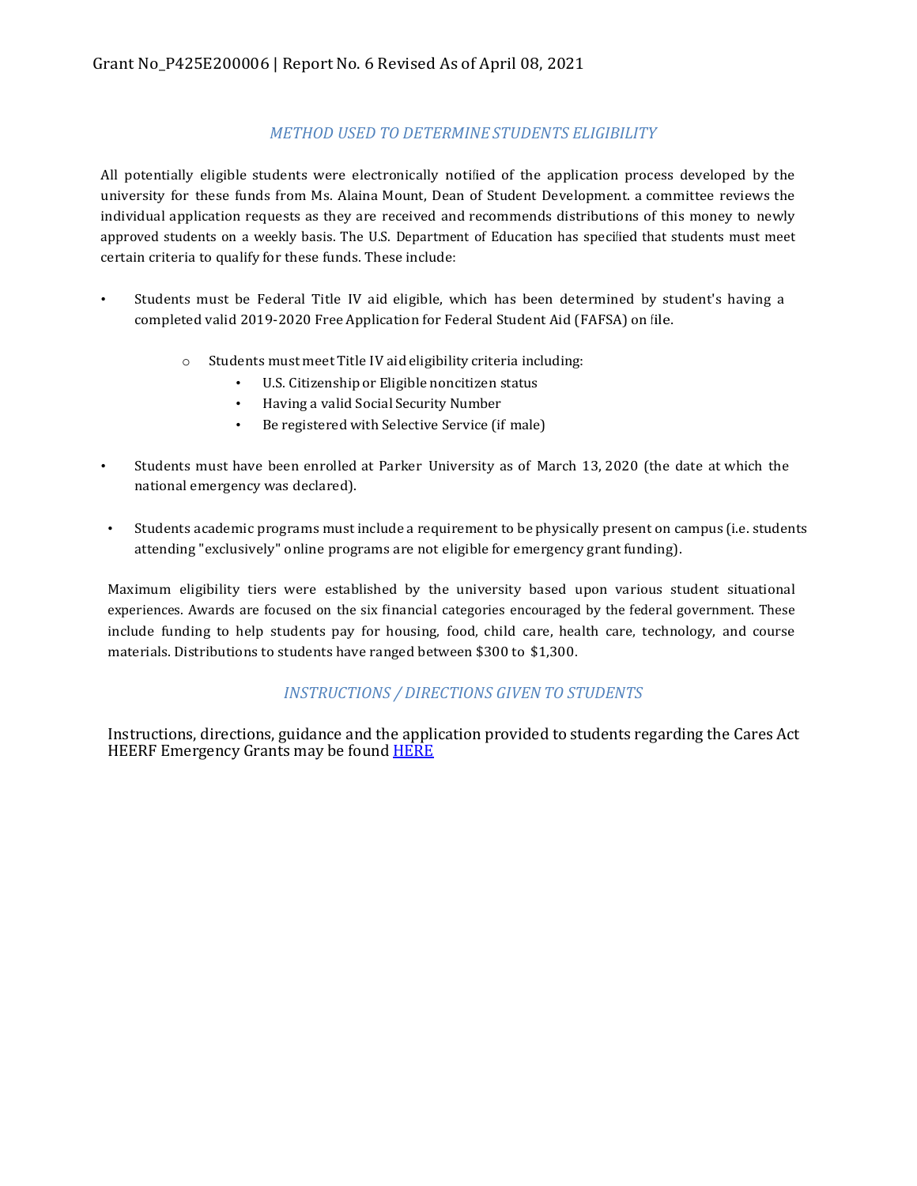## *METHOD USED TO DETERMINE STUDENTS ELIGIBILITY*

All potentially eligible students were electronically notified of the application process developed by the university for these funds from Ms. Alaina Mount, Dean of Student Development. a committee reviews the individual application requests as they are received and recommends distributions of this money to newly approved students on a weekly basis. The U.S. Department of Education has specified that students must meet certain criteria to qualify for these funds. These include:

- Students must be Federal Title IV aid eligible, which has been determined by student's having a completed valid 2019-2020 Free Application for Federal Student Aid (FAFSA) on file.
    - Students must meet Title IV aid eligibility criteria including:
        - U.S. Citizenship or Eligible noncitizen status
        - Having a valid Social Security Number
        - Be registered with Selective Service (if male)
- Students must have been enrolled at Parker University as of March 13, 2020 (the date at which the national emergency was declared).
- Students academic programs must include a requirement to be physically present on campus (i.e. students attending "exclusively" online programs are not eligible for emergency grant funding).

Maximum eligibility tiers were established by the university based upon various student situational experiences. Awards are focused on the six financial categories encouraged by the federal government. These include funding to help students pay for housing, food, child care, health care, technology, and course materials. Distributions to students have ranged between $300 to $1,300.

## *INSTRUCTIONS / DIRECTIONS GIVEN TO STUDENTS*

Instructions, directions, guidance and the application provided to students regarding the Cares Act HEERF Emergency Grants may be found HERE